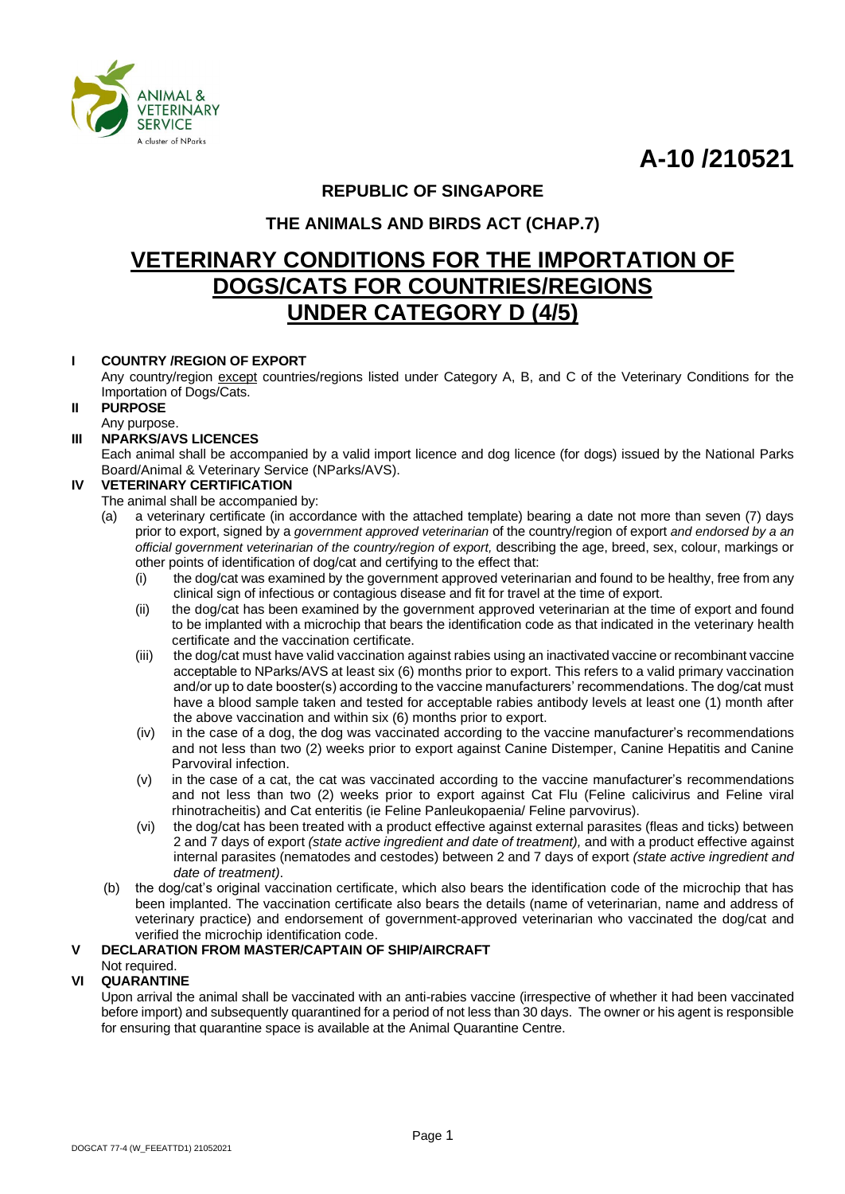ANIMAL & VETERINARY SERVICE
A cluster of NParks

**A-10 /210521**

## REPUBLIC OF SINGAPORE

## THE ANIMALS AND BIRDS ACT (CHAP.7)

# VETERINARY CONDITIONS FOR THE IMPORTATION OF DOGS/CATS FOR COUNTRIES/REGIONS UNDER CATEGORY D (4/5)

**I COUNTRY /REGION OF EXPORT**

Any country/region except countries/regions listed under Category A, B, and C of the Veterinary Conditions for the Importation of Dogs/Cats.

**II PURPOSE**

Any purpose.

**III NPARKS/AVS LICENCES**

Each animal shall be accompanied by a valid import licence and dog licence (for dogs) issued by the National Parks Board/Animal & Veterinary Service (NParks/AVS).

**IV VETERINARY CERTIFICATION**

The animal shall be accompanied by:

(a) a veterinary certificate (in accordance with the attached template) bearing a date not more than seven (7) days prior to export, signed by a *government approved veterinarian* of the country/region of export *and endorsed by a an official government veterinarian of the country/region of export,* describing the age, breed, sex, colour, markings or other points of identification of dog/cat and certifying to the effect that:

   (i) the dog/cat was examined by the government approved veterinarian and found to be healthy, free from any clinical sign of infectious or contagious disease and fit for travel at the time of export.

   (ii) the dog/cat has been examined by the government approved veterinarian at the time of export and found to be implanted with a microchip that bears the identification code as that indicated in the veterinary health certificate and the vaccination certificate.

   (iii) the dog/cat must have valid vaccination against rabies using an inactivated vaccine or recombinant vaccine acceptable to NParks/AVS at least six (6) months prior to export. This refers to a valid primary vaccination and/or up to date booster(s) according to the vaccine manufacturers' recommendations. The dog/cat must have a blood sample taken and tested for acceptable rabies antibody levels at least one (1) month after the above vaccination and within six (6) months prior to export.

   (iv) in the case of a dog, the dog was vaccinated according to the vaccine manufacturer's recommendations and not less than two (2) weeks prior to export against Canine Distemper, Canine Hepatitis and Canine Parvoviral infection.

   (v) in the case of a cat, the cat was vaccinated according to the vaccine manufacturer's recommendations and not less than two (2) weeks prior to export against Cat Flu (Feline calicivirus and Feline viral rhinotracheitis) and Cat enteritis (ie Feline Panleukopaenia/ Feline parvovirus).

   (vi) the dog/cat has been treated with a product effective against external parasites (fleas and ticks) between 2 and 7 days of export *(state active ingredient and date of treatment),* and with a product effective against internal parasites (nematodes and cestodes) between 2 and 7 days of export *(state active ingredient and date of treatment)*.

(b) the dog/cat's original vaccination certificate, which also bears the identification code of the microchip that has been implanted. The vaccination certificate also bears the details (name of veterinarian, name and address of veterinary practice) and endorsement of government-approved veterinarian who vaccinated the dog/cat and verified the microchip identification code.

**V DECLARATION FROM MASTER/CAPTAIN OF SHIP/AIRCRAFT**

Not required.

**VI QUARANTINE**

Upon arrival the animal shall be vaccinated with an anti-rabies vaccine (irrespective of whether it had been vaccinated before import) and subsequently quarantined for a period of not less than 30 days. The owner or his agent is responsible for ensuring that quarantine space is available at the Animal Quarantine Centre.

DOGCAT 77-4 (W_FEEATTD1) 21052021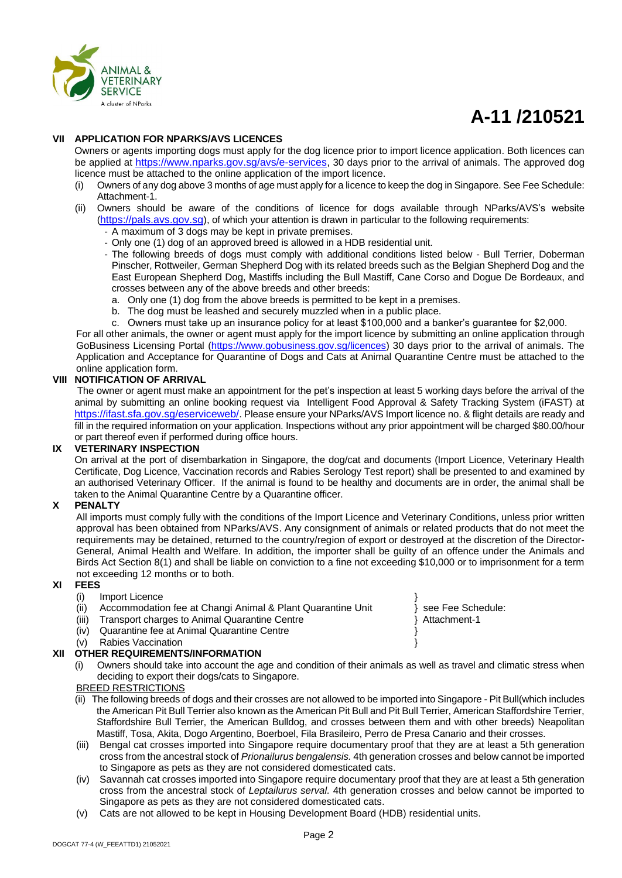**A-11 /210521**

## VII APPLICATION FOR NPARKS/AVS LICENCES

Owners or agents importing dogs must apply for the dog licence prior to import licence application. Both licences can be applied at https://www.nparks.gov.sg/avs/e-services, 30 days prior to the arrival of animals. The approved dog licence must be attached to the online application of the import licence.

(i) Owners of any dog above 3 months of age must apply for a licence to keep the dog in Singapore. See Fee Schedule: Attachment-1.

(ii) Owners should be aware of the conditions of licence for dogs available through NParks/AVS's website (https://pals.avs.gov.sg), of which your attention is drawn in particular to the following requirements:

- A maximum of 3 dogs may be kept in private premises.
- Only one (1) dog of an approved breed is allowed in a HDB residential unit.
- The following breeds of dogs must comply with additional conditions listed below - Bull Terrier, Doberman Pinscher, Rottweiler, German Shepherd Dog with its related breeds such as the Belgian Shepherd Dog and the East European Shepherd Dog, Mastiffs including the Bull Mastiff, Cane Corso and Dogue De Bordeaux, and crosses between any of the above breeds and other breeds:
  a. Only one (1) dog from the above breeds is permitted to be kept in a premises.
  b. The dog must be leashed and securely muzzled when in a public place.
  c. Owners must take up an insurance policy for at least $100,000 and a banker's guarantee for $2,000.

For all other animals, the owner or agent must apply for the import licence by submitting an online application through GoBusiness Licensing Portal (https://www.gobusiness.gov.sg/licences) 30 days prior to the arrival of animals. The Application and Acceptance for Quarantine of Dogs and Cats at Animal Quarantine Centre must be attached to the online application form.

## VIII NOTIFICATION OF ARRIVAL

The owner or agent must make an appointment for the pet's inspection at least 5 working days before the arrival of the animal by submitting an online booking request via Intelligent Food Approval & Safety Tracking System (iFAST) at https://ifast.sfa.gov.sg/eserviceweb/. Please ensure your NParks/AVS Import licence no. & flight details are ready and fill in the required information on your application. Inspections without any prior appointment will be charged $80.00/hour or part thereof even if performed during office hours.

## IX VETERINARY INSPECTION

On arrival at the port of disembarkation in Singapore, the dog/cat and documents (Import Licence, Veterinary Health Certificate, Dog Licence, Vaccination records and Rabies Serology Test report) shall be presented to and examined by an authorised Veterinary Officer. If the animal is found to be healthy and documents are in order, the animal shall be taken to the Animal Quarantine Centre by a Quarantine officer.

## X PENALTY

All imports must comply fully with the conditions of the Import Licence and Veterinary Conditions, unless prior written approval has been obtained from NParks/AVS. Any consignment of animals or related products that do not meet the requirements may be detained, returned to the country/region of export or destroyed at the discretion of the Director-General, Animal Health and Welfare. In addition, the importer shall be guilty of an offence under the Animals and Birds Act Section 8(1) and shall be liable on conviction to a fine not exceeding $10,000 or to imprisonment for a term not exceeding 12 months or to both.

## XI FEES

(i) Import Licence
(ii) Accommodation fee at Changi Animal & Plant Quarantine Unit
(iii) Transport charges to Animal Quarantine Centre
(iv) Quarantine fee at Animal Quarantine Centre
(v) Rabies Vaccination

} see Fee Schedule: Attachment-1

## XII OTHER REQUIREMENTS/INFORMATION

(i) Owners should take into account the age and condition of their animals as well as travel and climatic stress when deciding to export their dogs/cats to Singapore.

BREED RESTRICTIONS

(ii) The following breeds of dogs and their crosses are not allowed to be imported into Singapore - Pit Bull(which includes the American Pit Bull Terrier also known as the American Pit Bull and Pit Bull Terrier, American Staffordshire Terrier, Staffordshire Bull Terrier, the American Bulldog, and crosses between them and with other breeds) Neapolitan Mastiff, Tosa, Akita, Dogo Argentino, Boerboel, Fila Brasileiro, Perro de Presa Canario and their crosses.

(iii) Bengal cat crosses imported into Singapore require documentary proof that they are at least a 5th generation cross from the ancestral stock of *Prionailurus bengalensis.* 4th generation crosses and below cannot be imported to Singapore as pets as they are not considered domesticated cats.

(iv) Savannah cat crosses imported into Singapore require documentary proof that they are at least a 5th generation cross from the ancestral stock of *Leptailurus serval.* 4th generation crosses and below cannot be imported to Singapore as pets as they are not considered domesticated cats.

(v) Cats are not allowed to be kept in Housing Development Board (HDB) residential units.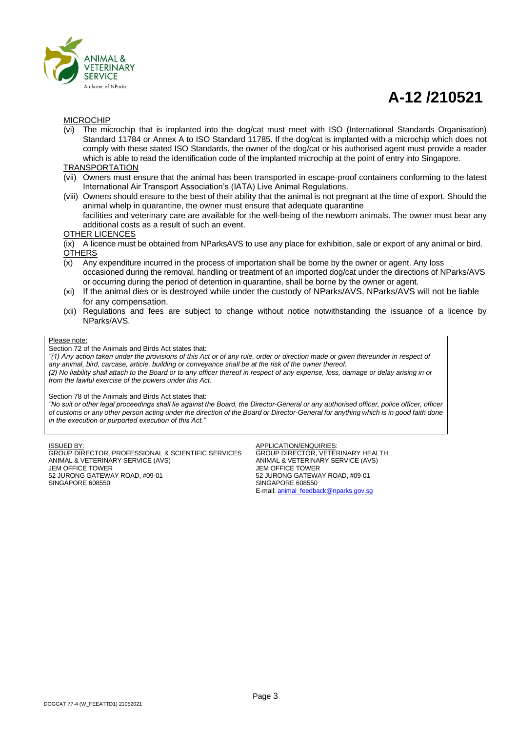# A-12 /210521

MICROCHIP

(vi) The microchip that is implanted into the dog/cat must meet with ISO (International Standards Organisation) Standard 11784 or Annex A to ISO Standard 11785. If the dog/cat is implanted with a microchip which does not comply with these stated ISO Standards, the owner of the dog/cat or his authorised agent must provide a reader which is able to read the identification code of the implanted microchip at the point of entry into Singapore.

TRANSPORTATION

(vii) Owners must ensure that the animal has been transported in escape-proof containers conforming to the latest International Air Transport Association's (IATA) Live Animal Regulations.

(viii) Owners should ensure to the best of their ability that the animal is not pregnant at the time of export. Should the animal whelp in quarantine, the owner must ensure that adequate quarantine facilities and veterinary care are available for the well-being of the newborn animals. The owner must bear any additional costs as a result of such an event.

OTHER LICENCES

(ix) A licence must be obtained from NParksAVS to use any place for exhibition, sale or export of any animal or bird.

OTHERS

(x) Any expenditure incurred in the process of importation shall be borne by the owner or agent. Any loss occasioned during the removal, handling or treatment of an imported dog/cat under the directions of NParks/AVS or occurring during the period of detention in quarantine, shall be borne by the owner or agent.

(xi) If the animal dies or is destroyed while under the custody of NParks/AVS, NParks/AVS will not be liable for any compensation.

(xii) Regulations and fees are subject to change without notice notwithstanding the issuance of a licence by NParks/AVS.

> Please note:
>
> Section 72 of the Animals and Birds Act states that:
>
> *"(1) Any action taken under the provisions of this Act or of any rule, order or direction made or given thereunder in respect of any animal, bird, carcase, article, building or conveyance shall be at the risk of the owner thereof.*
>
> *(2) No liability shall attach to the Board or to any officer thereof in respect of any expense, loss, damage or delay arising in or from the lawful exercise of the powers under this Act.*
>
> Section 78 of the Animals and Birds Act states that:
>
> *"No suit or other legal proceedings shall lie against the Board, the Director-General or any authorised officer, police officer, officer of customs or any other person acting under the direction of the Board or Director-General for anything which is in good faith done in the execution or purported execution of this Act."*

ISSUED BY:
GROUP DIRECTOR, PROFESSIONAL & SCIENTIFIC SERVICES
ANIMAL & VETERINARY SERVICE (AVS)
JEM OFFICE TOWER
52 JURONG GATEWAY ROAD, #09-01
SINGAPORE 608550

APPLICATION/ENQUIRIES:
GROUP DIRECTOR, VETERINARY HEALTH
ANIMAL & VETERINARY SERVICE (AVS)
JEM OFFICE TOWER
52 JURONG GATEWAY ROAD, #09-01
SINGAPORE 608550
E-mail: animal_feedback@nparks.gov.sg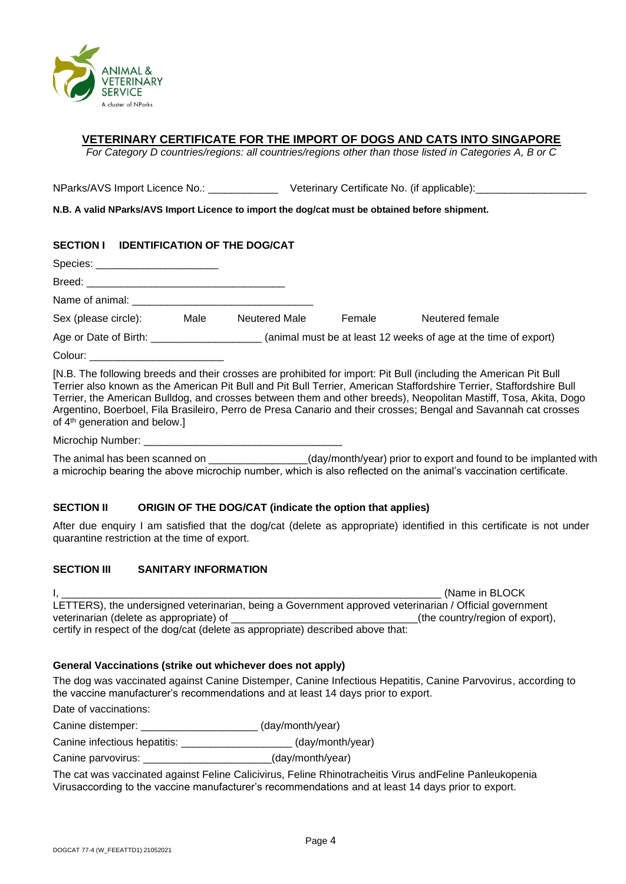ANIMAL & VETERINARY SERVICE
A cluster of NParks

## VETERINARY CERTIFICATE FOR THE IMPORT OF DOGS AND CATS INTO SINGAPORE

*For Category D countries/regions: all countries/regions other than those listed in Categories A, B or C*

NParks/AVS Import Licence No.: ____________ Veterinary Certificate No. (if applicable):___________________

**N.B. A valid NParks/AVS Import Licence to import the dog/cat must be obtained before shipment.**

### SECTION I IDENTIFICATION OF THE DOG/CAT

Species: _____________________

Breed: ___________________________________

Name of animal: _______________________________

Sex (please circle): Male Neutered Male Female Neutered female

Age or Date of Birth: ___________________ (animal must be at least 12 weeks of age at the time of export)

Colour: _______________________

[N.B. The following breeds and their crosses are prohibited for import: Pit Bull (including the American Pit Bull Terrier also known as the American Pit Bull and Pit Bull Terrier, American Staffordshire Terrier, Staffordshire Bull Terrier, the American Bulldog, and crosses between them and other breeds), Neopolitan Mastiff, Tosa, Akita, Dogo Argentino, Boerboel, Fila Brasileiro, Perro de Presa Canario and their crosses; Bengal and Savannah cat crosses of 4th generation and below.]

Microchip Number: __________________________________

The animal has been scanned on ________________(day/month/year) prior to export and found to be implanted with a microchip bearing the above microchip number, which is also reflected on the animal's vaccination certificate.

### SECTION II ORIGIN OF THE DOG/CAT (indicate the option that applies)

After due enquiry I am satisfied that the dog/cat (delete as appropriate) identified in this certificate is not under quarantine restriction at the time of export.

### SECTION III SANITARY INFORMATION

I, _________________________________________________________________ (Name in BLOCK LETTERS), the undersigned veterinarian, being a Government approved veterinarian / Official government veterinarian (delete as appropriate) of _______________________________(the country/region of export), certify in respect of the dog/cat (delete as appropriate) described above that:

**General Vaccinations (strike out whichever does not apply)**

The dog was vaccinated against Canine Distemper, Canine Infectious Hepatitis, Canine Parvovirus, according to the vaccine manufacturer's recommendations and at least 14 days prior to export.

Date of vaccinations:

Canine distemper: ___________________ (day/month/year)

Canine infectious hepatitis: ___________________ (day/month/year)

Canine parvovirus: _____________________(day/month/year)

The cat was vaccinated against Feline Calicivirus, Feline Rhinotracheitis Virus andFeline Panleukopenia Virusaccording to the vaccine manufacturer's recommendations and at least 14 days prior to export.

DOGCAT 77-4 (W_FEEATTD1) 21052021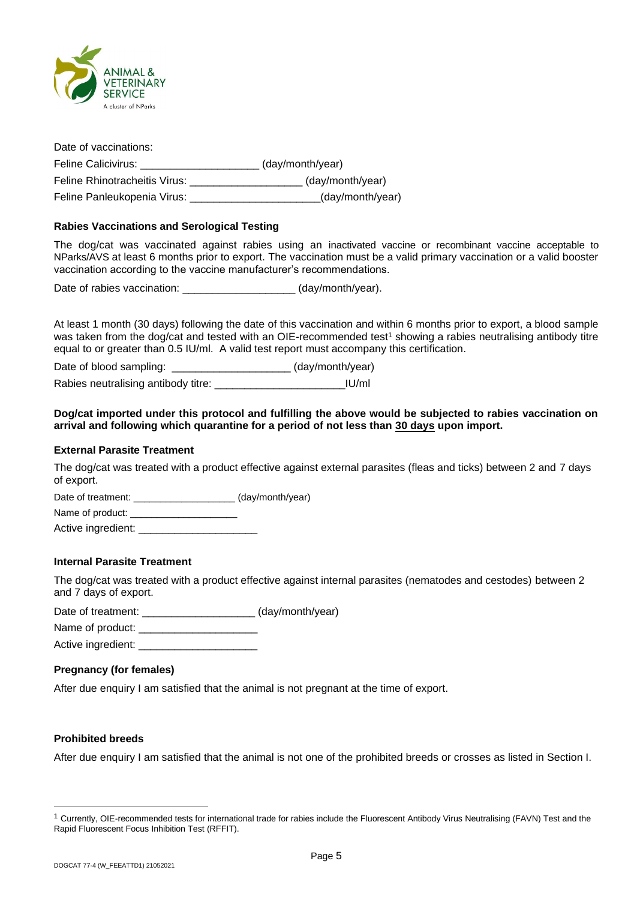Date of vaccinations:

Feline Calicivirus: ____________________ (day/month/year)

Feline Rhinotracheitis Virus: ___________________ (day/month/year)

Feline Panleukopenia Virus: ______________________(day/month/year)

**Rabies Vaccinations and Serological Testing**

The dog/cat was vaccinated against rabies using an inactivated vaccine or recombinant vaccine acceptable to NParks/AVS at least 6 months prior to export. The vaccination must be a valid primary vaccination or a valid booster vaccination according to the vaccine manufacturer's recommendations.

Date of rabies vaccination: ___________________ (day/month/year).

At least 1 month (30 days) following the date of this vaccination and within 6 months prior to export, a blood sample was taken from the dog/cat and tested with an OIE-recommended test[1] showing a rabies neutralising antibody titre equal to or greater than 0.5 IU/ml. A valid test report must accompany this certification.

Date of blood sampling: ____________________ (day/month/year)

Rabies neutralising antibody titre: ______________________IU/ml

**Dog/cat imported under this protocol and fulfilling the above would be subjected to rabies vaccination on arrival and following which quarantine for a period of not less than <u>30 days</u> upon import.**

**External Parasite Treatment**

The dog/cat was treated with a product effective against external parasites (fleas and ticks) between 2 and 7 days of export.

Date of treatment: ___________________ (day/month/year)

Name of product: ____________________

Active ingredient: ____________________

**Internal Parasite Treatment**

The dog/cat was treated with a product effective against internal parasites (nematodes and cestodes) between 2 and 7 days of export.

Date of treatment: ___________________ (day/month/year)

Name of product: ____________________

Active ingredient: ____________________

**Pregnancy (for females)**

After due enquiry I am satisfied that the animal is not pregnant at the time of export.

**Prohibited breeds**

After due enquiry I am satisfied that the animal is not one of the prohibited breeds or crosses as listed in Section I.

[1] Currently, OIE-recommended tests for international trade for rabies include the Fluorescent Antibody Virus Neutralising (FAVN) Test and the Rapid Fluorescent Focus Inhibition Test (RFFIT).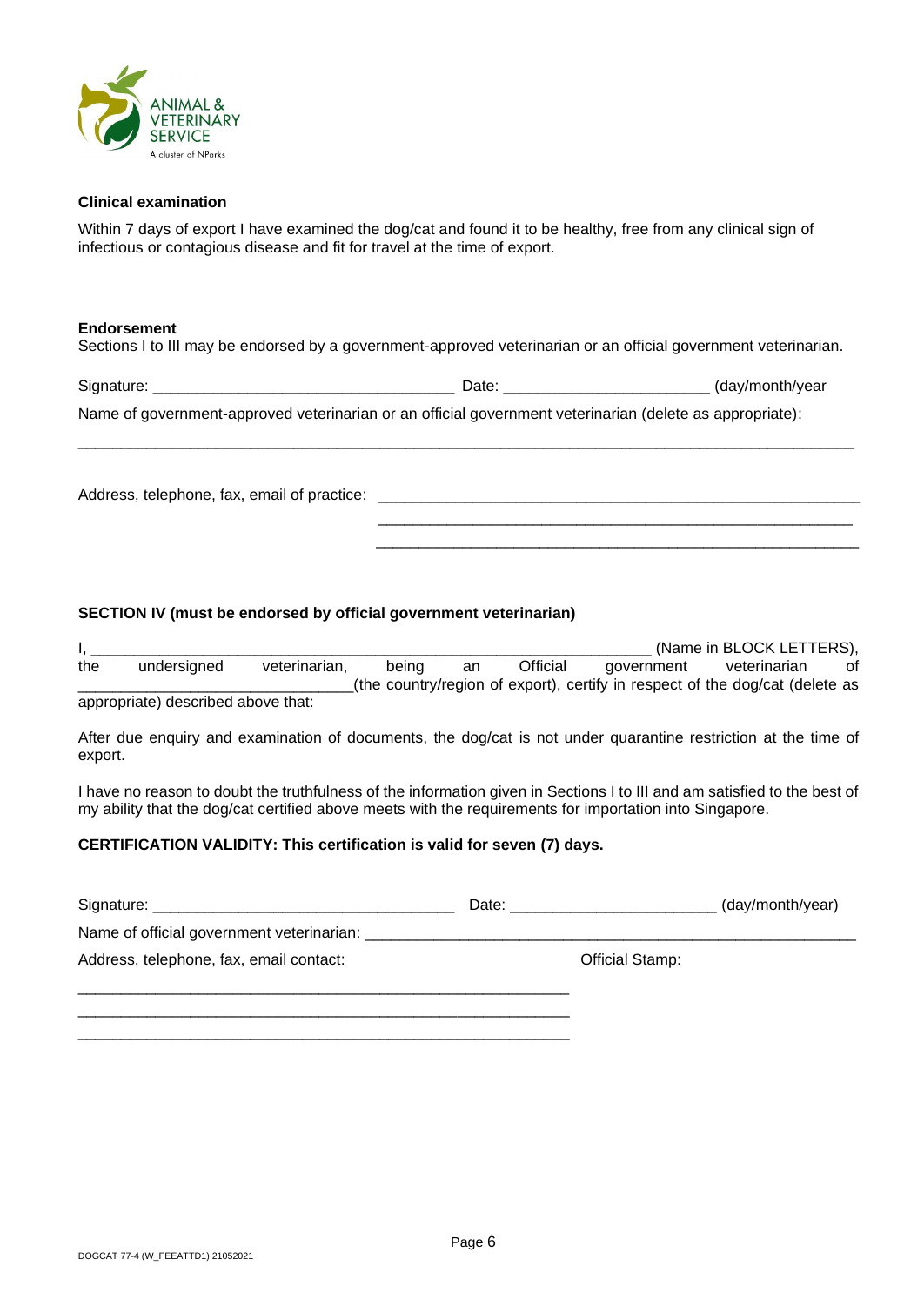**Clinical examination**

Within 7 days of export I have examined the dog/cat and found it to be healthy, free from any clinical sign of infectious or contagious disease and fit for travel at the time of export.

**Endorsement**

Sections I to III may be endorsed by a government-approved veterinarian or an official government veterinarian.

Signature: ___________________________________ Date: ________________________ (day/month/year

Name of government-approved veterinarian or an official government veterinarian (delete as appropriate):

_____________________________________________________________________________________________

Address, telephone, fax, email of practice: _________________________________________________________

_________________________________________________________

_________________________________________________________

**SECTION IV (must be endorsed by official government veterinarian)**

I, _________________________________________________________________ (Name in BLOCK LETTERS), the undersigned veterinarian, being an Official government veterinarian of ________________________________(the country/region of export), certify in respect of the dog/cat (delete as appropriate) described above that:

After due enquiry and examination of documents, the dog/cat is not under quarantine restriction at the time of export.

I have no reason to doubt the truthfulness of the information given in Sections I to III and am satisfied to the best of my ability that the dog/cat certified above meets with the requirements for importation into Singapore.

**CERTIFICATION VALIDITY: This certification is valid for seven (7) days.**

Signature: ___________________________________ Date: ________________________ (day/month/year)

Name of official government veterinarian: ___________________________________________________________

Address, telephone, fax, email contact:

Official Stamp:

___________________________________________________________

___________________________________________________________

___________________________________________________________

DOGCAT 77-4 (W_FEEATTD1) 21052021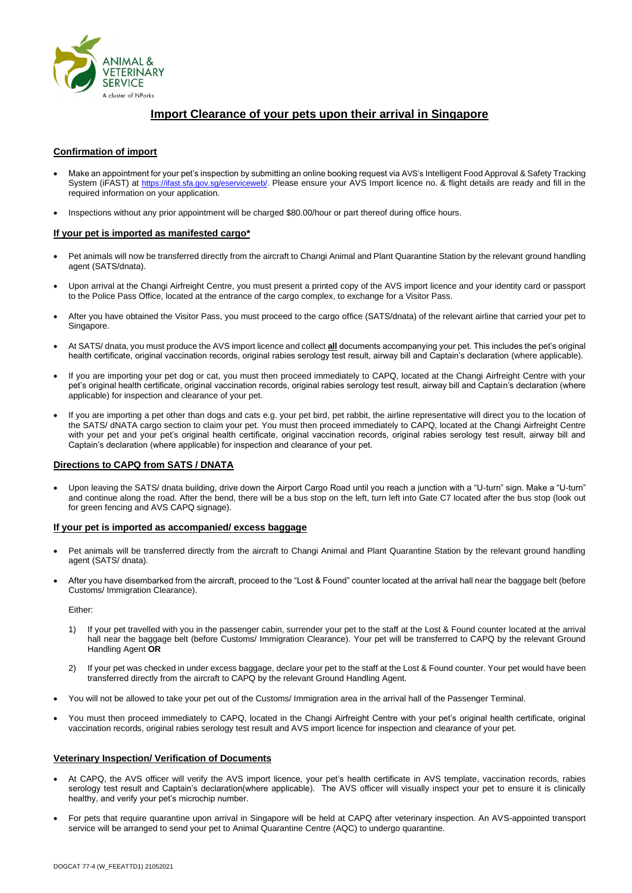ANIMAL & VETERINARY SERVICE

A cluster of NParks

# Import Clearance of your pets upon their arrival in Singapore

## Confirmation of import

- Make an appointment for your pet's inspection by submitting an online booking request via AVS's Intelligent Food Approval & Safety Tracking System (iFAST) at https://ifast.sfa.gov.sg/eserviceweb/. Please ensure your AVS Import licence no. & flight details are ready and fill in the required information on your application.
- Inspections without any prior appointment will be charged $80.00/hour or part thereof during office hours.

## If your pet is imported as manifested cargo*

- Pet animals will now be transferred directly from the aircraft to Changi Animal and Plant Quarantine Station by the relevant ground handling agent (SATS/dnata).
- Upon arrival at the Changi Airfreight Centre, you must present a printed copy of the AVS import licence and your identity card or passport to the Police Pass Office, located at the entrance of the cargo complex, to exchange for a Visitor Pass.
- After you have obtained the Visitor Pass, you must proceed to the cargo office (SATS/dnata) of the relevant airline that carried your pet to Singapore.
- At SATS/ dnata, you must produce the AVS import licence and collect **all** documents accompanying your pet. This includes the pet's original health certificate, original vaccination records, original rabies serology test result, airway bill and Captain's declaration (where applicable).
- If you are importing your pet dog or cat, you must then proceed immediately to CAPQ, located at the Changi Airfreight Centre with your pet's original health certificate, original vaccination records, original rabies serology test result, airway bill and Captain's declaration (where applicable) for inspection and clearance of your pet.
- If you are importing a pet other than dogs and cats e.g. your pet bird, pet rabbit, the airline representative will direct you to the location of the SATS/ dNATA cargo section to claim your pet. You must then proceed immediately to CAPQ, located at the Changi Airfreight Centre with your pet and your pet's original health certificate, original vaccination records, original rabies serology test result, airway bill and Captain's declaration (where applicable) for inspection and clearance of your pet.

## Directions to CAPQ from SATS / DNATA

- Upon leaving the SATS/ dnata building, drive down the Airport Cargo Road until you reach a junction with a "U-turn" sign. Make a "U-turn" and continue along the road. After the bend, there will be a bus stop on the left, turn left into Gate C7 located after the bus stop (look out for green fencing and AVS CAPQ signage).

## If your pet is imported as accompanied/ excess baggage

- Pet animals will be transferred directly from the aircraft to Changi Animal and Plant Quarantine Station by the relevant ground handling agent (SATS/ dnata).
- After you have disembarked from the aircraft, proceed to the "Lost & Found" counter located at the arrival hall near the baggage belt (before Customs/ Immigration Clearance).

  Either:

  1) If your pet travelled with you in the passenger cabin, surrender your pet to the staff at the Lost & Found counter located at the arrival hall near the baggage belt (before Customs/ Immigration Clearance). Your pet will be transferred to CAPQ by the relevant Ground Handling Agent **OR**
  2) If your pet was checked in under excess baggage, declare your pet to the staff at the Lost & Found counter. Your pet would have been transferred directly from the aircraft to CAPQ by the relevant Ground Handling Agent.

- You will not be allowed to take your pet out of the Customs/ Immigration area in the arrival hall of the Passenger Terminal.
- You must then proceed immediately to CAPQ, located in the Changi Airfreight Centre with your pet's original health certificate, original vaccination records, original rabies serology test result and AVS import licence for inspection and clearance of your pet.

## Veterinary Inspection/ Verification of Documents

- At CAPQ, the AVS officer will verify the AVS import licence, your pet's health certificate in AVS template, vaccination records, rabies serology test result and Captain's declaration(where applicable). The AVS officer will visually inspect your pet to ensure it is clinically healthy, and verify your pet's microchip number.
- For pets that require quarantine upon arrival in Singapore will be held at CAPQ after veterinary inspection. An AVS-appointed transport service will be arranged to send your pet to Animal Quarantine Centre (AQC) to undergo quarantine.

DOGCAT 77-4 (W_FEEATTD1) 21052021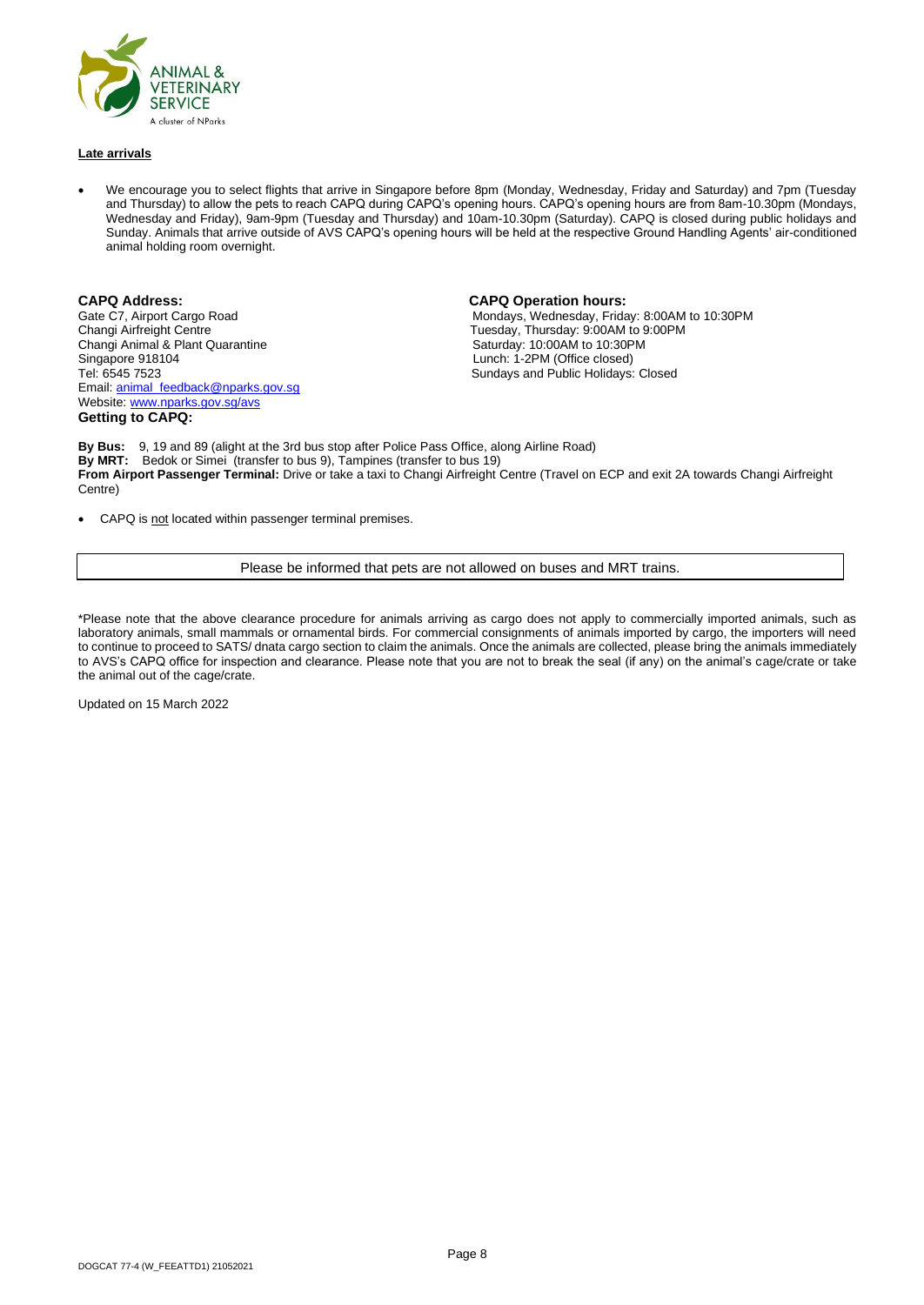**Late arrivals**

- We encourage you to select flights that arrive in Singapore before 8pm (Monday, Wednesday, Friday and Saturday) and 7pm (Tuesday and Thursday) to allow the pets to reach CAPQ during CAPQ's opening hours. CAPQ's opening hours are from 8am-10.30pm (Mondays, Wednesday and Friday), 9am-9pm (Tuesday and Thursday) and 10am-10.30pm (Saturday). CAPQ is closed during public holidays and Sunday. Animals that arrive outside of AVS CAPQ's opening hours will be held at the respective Ground Handling Agents' air-conditioned animal holding room overnight.

**CAPQ Address:**
Gate C7, Airport Cargo Road
Changi Airfreight Centre
Changi Animal & Plant Quarantine
Singapore 918104
Tel: 6545 7523
Email: animal_feedback@nparks.gov.sg
Website: www.nparks.gov.sg/avs

**CAPQ Operation hours:**
Mondays, Wednesday, Friday: 8:00AM to 10:30PM
Tuesday, Thursday: 9:00AM to 9:00PM
Saturday: 10:00AM to 10:30PM
Lunch: 1-2PM (Office closed)
Sundays and Public Holidays: Closed

**Getting to CAPQ:**

**By Bus:** 9, 19 and 89 (alight at the 3rd bus stop after Police Pass Office, along Airline Road)
**By MRT:** Bedok or Simei (transfer to bus 9), Tampines (transfer to bus 19)
**From Airport Passenger Terminal:** Drive or take a taxi to Changi Airfreight Centre (Travel on ECP and exit 2A towards Changi Airfreight Centre)

- CAPQ is not located within passenger terminal premises.

| Please be informed that pets are not allowed on buses and MRT trains. |
|---|

*Please note that the above clearance procedure for animals arriving as cargo does not apply to commercially imported animals, such as laboratory animals, small mammals or ornamental birds. For commercial consignments of animals imported by cargo, the importers will need to continue to proceed to SATS/ dnata cargo section to claim the animals. Once the animals are collected, please bring the animals immediately to AVS's CAPQ office for inspection and clearance. Please note that you are not to break the seal (if any) on the animal's cage/crate or take the animal out of the cage/crate.

Updated on 15 March 2022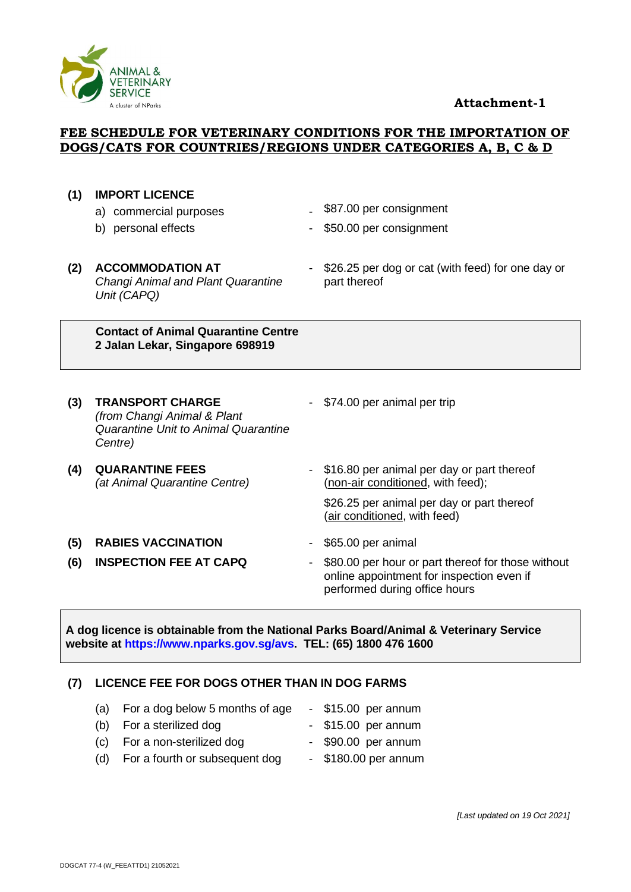ANIMAL & VETERINARY SERVICE
A cluster of NParks

**Attachment-1**

## FEE SCHEDULE FOR VETERINARY CONDITIONS FOR THE IMPORTATION OF DOGS/CATS FOR COUNTRIES/REGIONS UNDER CATEGORIES A, B, C & D

**(1) IMPORT LICENCE**

a) commercial purposes - $87.00 per consignment

b) personal effects - $50.00 per consignment

**(2) ACCOMMODATION AT** *Changi Animal and Plant Quarantine Unit (CAPQ)* - $26.25 per dog or cat (with feed) for one day or part thereof

> **Contact of Animal Quarantine Centre**
> **2 Jalan Lekar, Singapore 698919**

**(3) TRANSPORT CHARGE** *(from Changi Animal & Plant Quarantine Unit to Animal Quarantine Centre)* - $74.00 per animal per trip

**(4) QUARANTINE FEES** *(at Animal Quarantine Centre)* - $16.80 per animal per day or part thereof (non-air conditioned, with feed);

$26.25 per animal per day or part thereof (air conditioned, with feed)

**(5) RABIES VACCINATION** - $65.00 per animal

**(6) INSPECTION FEE AT CAPQ** - $80.00 per hour or part thereof for those without online appointment for inspection even if performed during office hours

> **A dog licence is obtainable from the National Parks Board/Animal & Veterinary Service website at https://www.nparks.gov.sg/avs. TEL: (65) 1800 476 1600**

**(7) LICENCE FEE FOR DOGS OTHER THAN IN DOG FARMS**

(a) For a dog below 5 months of age - $15.00 per annum

(b) For a sterilized dog - $15.00 per annum

(c) For a non-sterilized dog - $90.00 per annum

(d) For a fourth or subsequent dog - $180.00 per annum

*[Last updated on 19 Oct 2021]*

DOGCAT 77-4 (W_FEEATTD1) 21052021